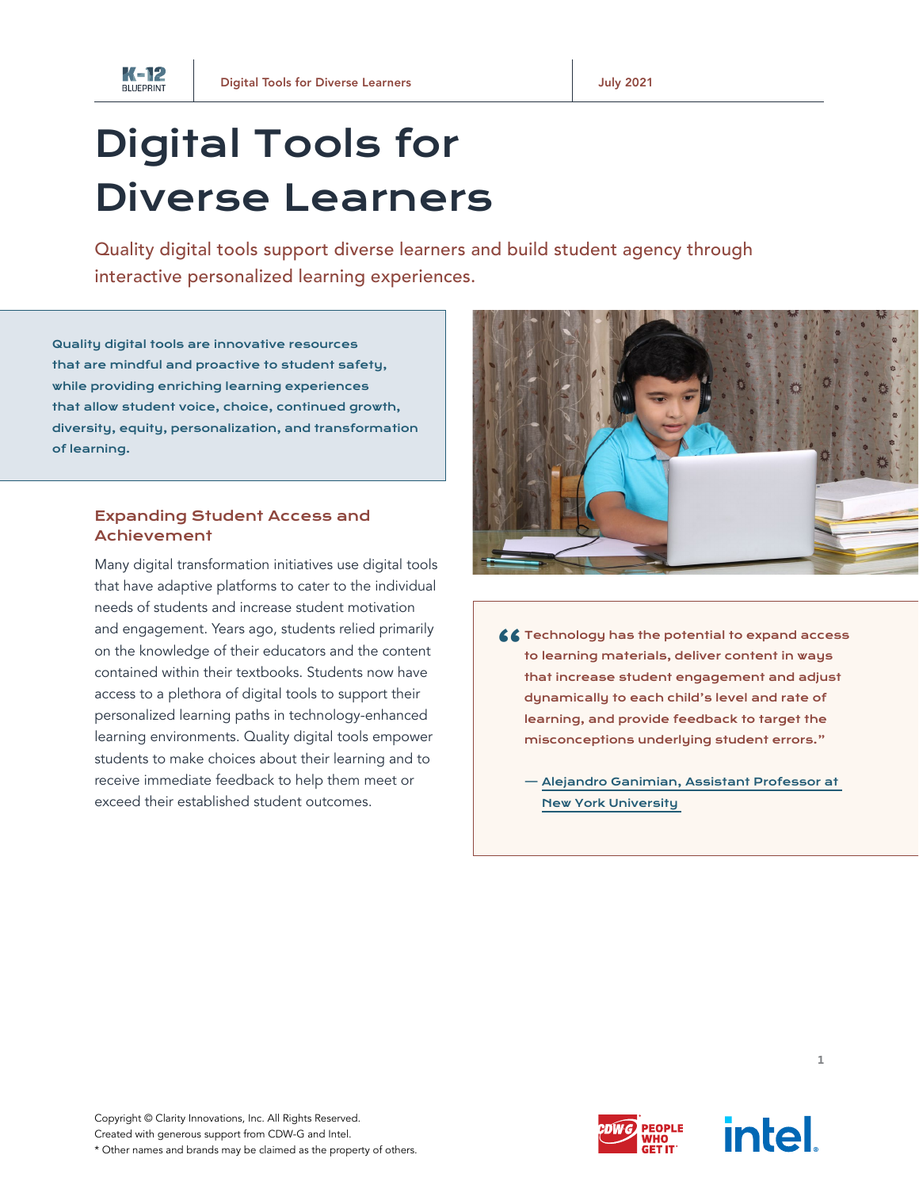# Digital Tools for Diverse Learners

Quality digital tools support diverse learners and build student agency through interactive personalized learning experiences.

**Quality digital tools are innovative resources that are mindful and proactive to student safety, while providing enriching learning experiences that allow student voice, choice, continued growth, diversity, equity, personalization, and transformation of learning.**

## Expanding Student Access and Achievement

Many digital transformation initiatives use digital tools that have adaptive platforms to cater to the individual needs of students and increase student motivation and engagement. Years ago, students relied primarily on the knowledge of their educators and the content contained within their textbooks. Students now have access to a plethora of digital tools to support their personalized learning paths in technology-enhanced learning environments. Quality digital tools empower students to make choices about their learning and to receive immediate feedback to help them meet or exceed their established student outcomes.

> "Technology has the potential to expand access to learning materials, deliver content in ways that increase student engagement and adjust dynamically to each child's level and rate of learning, and provide feedback to target the misconceptions underlying student errors."
>
> — Alejandro Ganimian, Assistant Professor at New York University

Copyright © Clarity Innovations, Inc. All Rights Reserved.
Created with generous support from CDW-G and Intel.
* Other names and brands may be claimed as the property of others.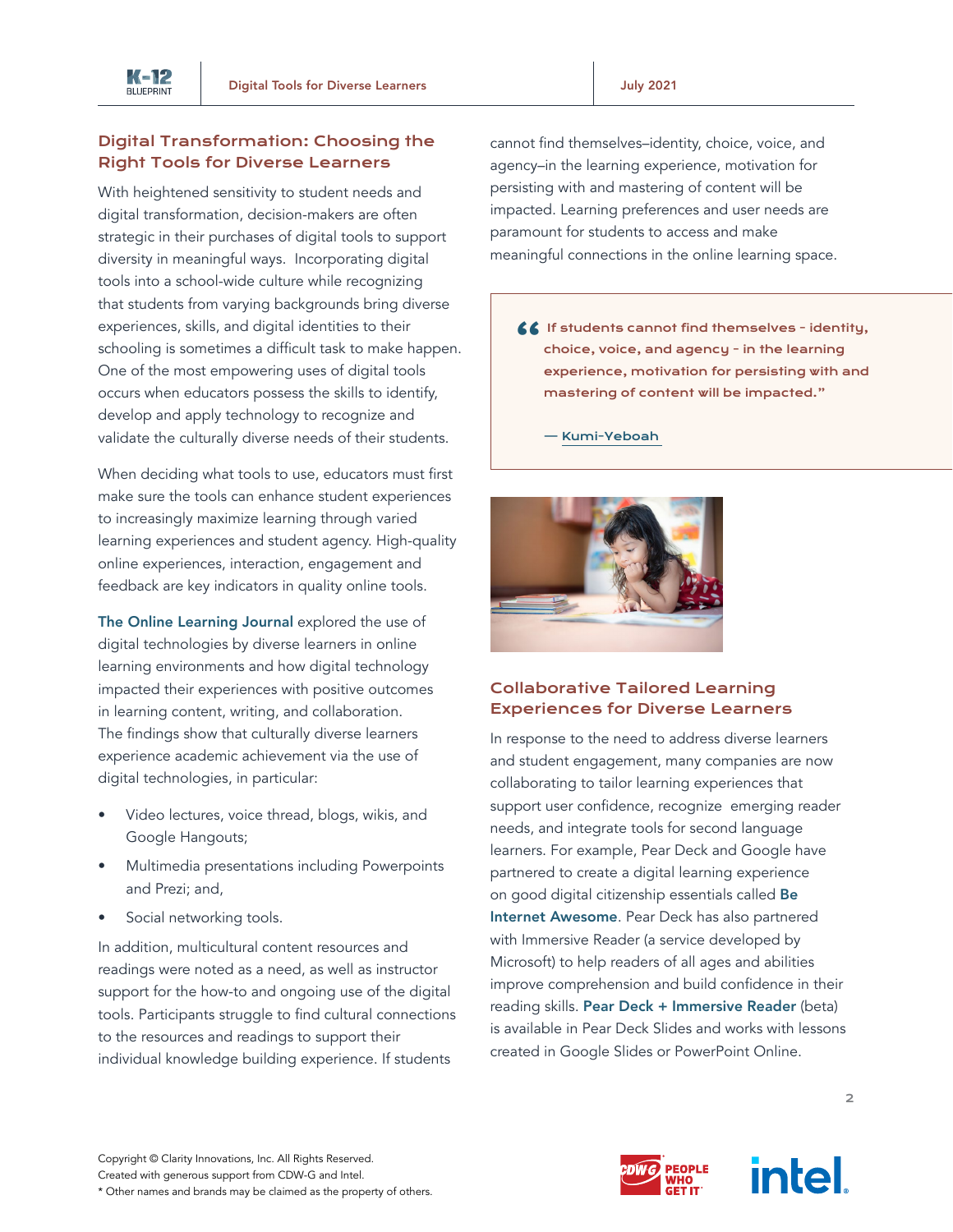## Digital Transformation: Choosing the Right Tools for Diverse Learners

With heightened sensitivity to student needs and digital transformation, decision-makers are often strategic in their purchases of digital tools to support diversity in meaningful ways. Incorporating digital tools into a school-wide culture while recognizing that students from varying backgrounds bring diverse experiences, skills, and digital identities to their schooling is sometimes a difficult task to make happen. One of the most empowering uses of digital tools occurs when educators possess the skills to identify, develop and apply technology to recognize and validate the culturally diverse needs of their students.

When deciding what tools to use, educators must first make sure the tools can enhance student experiences to increasingly maximize learning through varied learning experiences and student agency. High-quality online experiences, interaction, engagement and feedback are key indicators in quality online tools.

**The Online Learning Journal** explored the use of digital technologies by diverse learners in online learning environments and how digital technology impacted their experiences with positive outcomes in learning content, writing, and collaboration. The findings show that culturally diverse learners experience academic achievement via the use of digital technologies, in particular:

- Video lectures, voice thread, blogs, wikis, and Google Hangouts;
- Multimedia presentations including Powerpoints and Prezi; and,
- Social networking tools.

In addition, multicultural content resources and readings were noted as a need, as well as instructor support for the how-to and ongoing use of the digital tools. Participants struggle to find cultural connections to the resources and readings to support their individual knowledge building experience. If students cannot find themselves–identity, choice, voice, and agency–in the learning experience, motivation for persisting with and mastering of content will be impacted. Learning preferences and user needs are paramount for students to access and make meaningful connections in the online learning space.

> "If students cannot find themselves - identity, choice, voice, and agency - in the learning experience, motivation for persisting with and mastering of content will be impacted."
>
> — Kumi-Yeboah

## Collaborative Tailored Learning Experiences for Diverse Learners

In response to the need to address diverse learners and student engagement, many companies are now collaborating to tailor learning experiences that support user confidence, recognize emerging reader needs, and integrate tools for second language learners. For example, Pear Deck and Google have partnered to create a digital learning experience on good digital citizenship essentials called **Be Internet Awesome**. Pear Deck has also partnered with Immersive Reader (a service developed by Microsoft) to help readers of all ages and abilities improve comprehension and build confidence in their reading skills. **Pear Deck + Immersive Reader** (beta) is available in Pear Deck Slides and works with lessons created in Google Slides or PowerPoint Online.

Copyright © Clarity Innovations, Inc. All Rights Reserved.
Created with generous support from CDW-G and Intel.
\* Other names and brands may be claimed as the property of others.